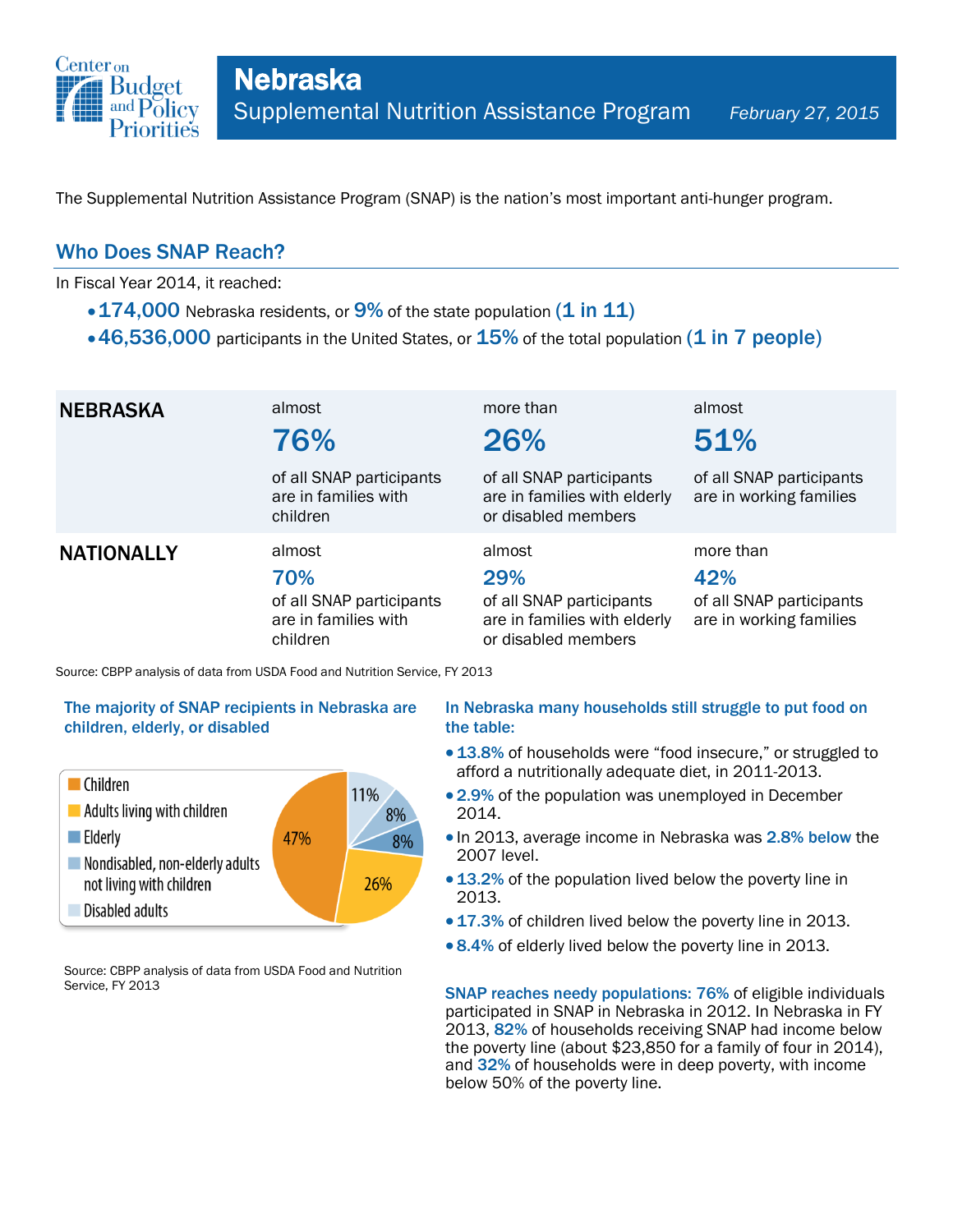# Nebraska

## Supplemental Nutrition Assistance Program

*February 27, 2015*

The Supplemental Nutrition Assistance Program (SNAP) is the nation's most important anti-hunger program.

## Who Does SNAP Reach?

In Fiscal Year 2014, it reached:

- **174,000** Nebraska residents, or **9%** of the state population **(1 in 11)**
- **46,536,000** participants in the United States, or **15%** of the total population **(1 in 7 people)**

| | | | |
|---|---|---|---|
| **NEBRASKA** | almost **76%** of all SNAP participants are in families with children | more than **26%** of all SNAP participants are in families with elderly or disabled members | almost **51%** of all SNAP participants are in working families |
| **NATIONALLY** | almost **70%** of all SNAP participants are in families with children | almost **29%** of all SNAP participants are in families with elderly or disabled members | more than **42%** of all SNAP participants are in working families |

Source: CBPP analysis of data from USDA Food and Nutrition Service, FY 2013

### The majority of SNAP recipients in Nebraska are children, elderly, or disabled

| Group | Share |
|---|---|
| Children | 47% |
| Adults living with children | 26% |
| Elderly | 8% |
| Nondisabled, non-elderly adults not living with children | 8% |
| Disabled adults | 11% |

Source: CBPP analysis of data from USDA Food and Nutrition Service, FY 2013

### In Nebraska many households still struggle to put food on the table:

- **13.8%** of households were "food insecure," or struggled to afford a nutritionally adequate diet, in 2011-2013.
- **2.9%** of the population was unemployed in December 2014.
- In 2013, average income in Nebraska was **2.8% below** the 2007 level.
- **13.2%** of the population lived below the poverty line in 2013.
- **17.3%** of children lived below the poverty line in 2013.
- **8.4%** of elderly lived below the poverty line in 2013.

**SNAP reaches needy populations: 76%** of eligible individuals participated in SNAP in Nebraska in 2012. In Nebraska in FY 2013, **82%** of households receiving SNAP had income below the poverty line (about $23,850 for a family of four in 2014), and **32%** of households were in deep poverty, with income below 50% of the poverty line.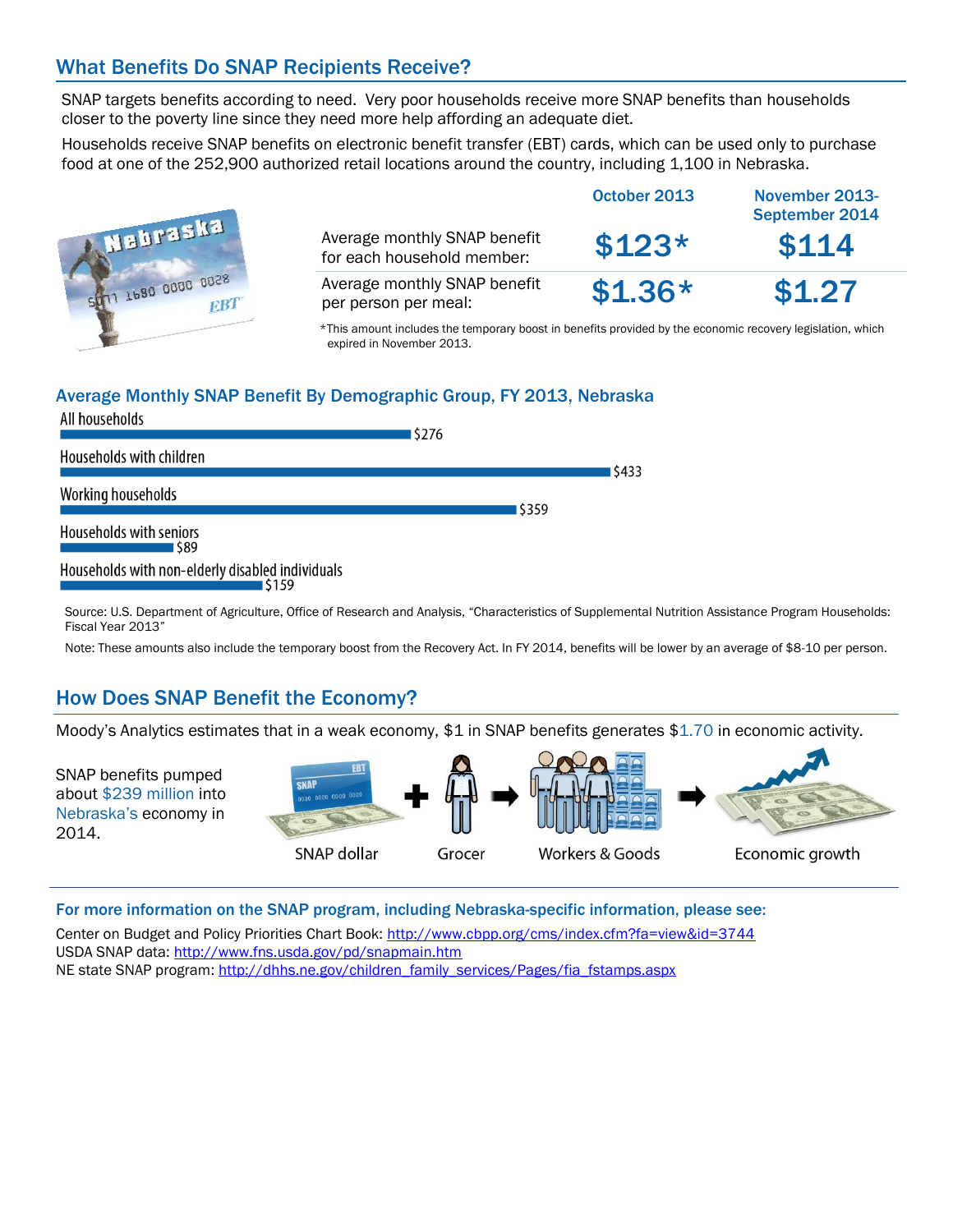## What Benefits Do SNAP Recipients Receive?

SNAP targets benefits according to need. Very poor households receive more SNAP benefits than households closer to the poverty line since they need more help affording an adequate diet.

Households receive SNAP benefits on electronic benefit transfer (EBT) cards, which can be used only to purchase food at one of the 252,900 authorized retail locations around the country, including 1,100 in Nebraska.

| | October 2013 | November 2013-September 2014 |
|---|---|---|
| Average monthly SNAP benefit for each household member: | $123* | $114 |
| Average monthly SNAP benefit per person per meal: | $1.36* | $1.27 |

*This amount includes the temporary boost in benefits provided by the economic recovery legislation, which expired in November 2013.

### Average Monthly SNAP Benefit By Demographic Group, FY 2013, Nebraska

All households
$276
Households with children
$433
Working households
$359
Households with seniors
$89
Households with non-elderly disabled individuals
$159

Source: U.S. Department of Agriculture, Office of Research and Analysis, "Characteristics of Supplemental Nutrition Assistance Program Households: Fiscal Year 2013"

Note: These amounts also include the temporary boost from the Recovery Act. In FY 2014, benefits will be lower by an average of $8-10 per person.

## How Does SNAP Benefit the Economy?

Moody's Analytics estimates that in a weak economy, $1 in SNAP benefits generates $1.70 in economic activity.

SNAP benefits pumped about $239 million into Nebraska's economy in 2014.

SNAP dollar + Grocer → Workers & Goods → Economic growth

**For more information on the SNAP program, including Nebraska-specific information, please see:**

Center on Budget and Policy Priorities Chart Book: http://www.cbpp.org/cms/index.cfm?fa=view&id=3744
USDA SNAP data: http://www.fns.usda.gov/pd/snapmain.htm
NE state SNAP program: http://dhhs.ne.gov/children_family_services/Pages/fia_fstamps.aspx